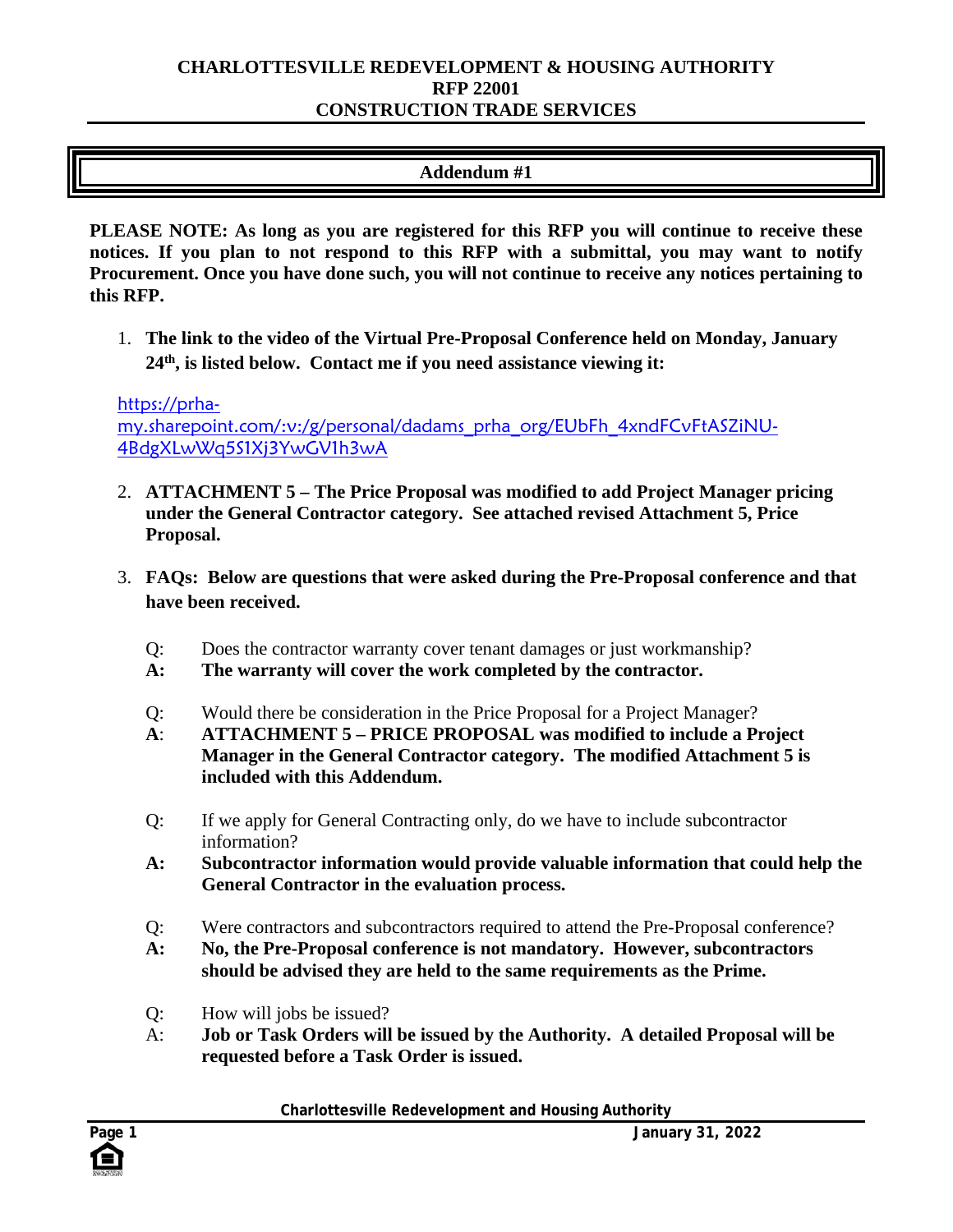**CHARLOTTESVILLE REDEVELOPMENT & HOUSING AUTHORITY**
**RFP 22001**
**CONSTRUCTION TRADE SERVICES**

## Addendum #1

**PLEASE NOTE: As long as you are registered for this RFP you will continue to receive these notices. If you plan to not respond to this RFP with a submittal, you may want to notify Procurement. Once you have done such, you will not continue to receive any notices pertaining to this RFP.**

1. **The link to the video of the Virtual Pre-Proposal Conference held on Monday, January 24th, is listed below. Contact me if you need assistance viewing it:**

https://prha-my.sharepoint.com/:v:/g/personal/dadams_prha_org/EUbFh_4xndFCvFtASZiNU-4BdgXLwWq5S1Xj3YwGV1h3wA

2. **ATTACHMENT 5 – The Price Proposal was modified to add Project Manager pricing under the General Contractor category. See attached revised Attachment 5, Price Proposal.**

3. **FAQs: Below are questions that were asked during the Pre-Proposal conference and that have been received.**

   Q: Does the contractor warranty cover tenant damages or just workmanship?
   **A: The warranty will cover the work completed by the contractor.**

   Q: Would there be consideration in the Price Proposal for a Project Manager?
   **A: ATTACHMENT 5 – PRICE PROPOSAL was modified to include a Project Manager in the General Contractor category. The modified Attachment 5 is included with this Addendum.**

   Q: If we apply for General Contracting only, do we have to include subcontractor information?
   **A: Subcontractor information would provide valuable information that could help the General Contractor in the evaluation process.**

   Q: Were contractors and subcontractors required to attend the Pre-Proposal conference?
   **A: No, the Pre-Proposal conference is not mandatory. However, subcontractors should be advised they are held to the same requirements as the Prime.**

   Q: How will jobs be issued?
   A: **Job or Task Orders will be issued by the Authority. A detailed Proposal will be requested before a Task Order is issued.**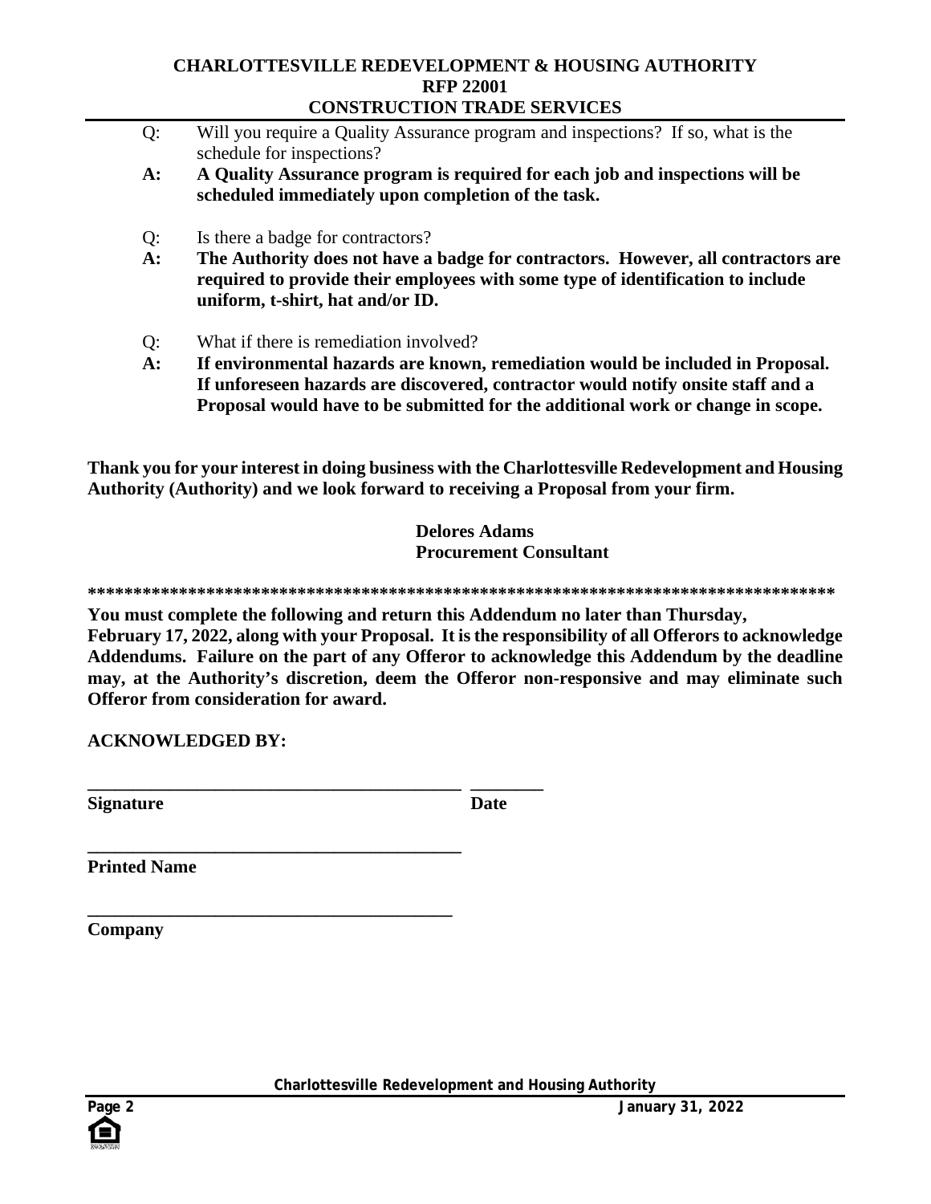Q: Will you require a Quality Assurance program and inspections? If so, what is the schedule for inspections?

**A: A Quality Assurance program is required for each job and inspections will be scheduled immediately upon completion of the task.**

Q: Is there a badge for contractors?

**A: The Authority does not have a badge for contractors. However, all contractors are required to provide their employees with some type of identification to include uniform, t-shirt, hat and/or ID.**

Q: What if there is remediation involved?

**A: If environmental hazards are known, remediation would be included in Proposal. If unforeseen hazards are discovered, contractor would notify onsite staff and a Proposal would have to be submitted for the additional work or change in scope.**

**Thank you for your interest in doing business with the Charlottesville Redevelopment and Housing Authority (Authority) and we look forward to receiving a Proposal from your firm.**

**Delores Adams**
**Procurement Consultant**

**********************************************************************************

**You must complete the following and return this Addendum no later than Thursday, February 17, 2022, along with your Proposal. It is the responsibility of all Offerors to acknowledge Addendums. Failure on the part of any Offeror to acknowledge this Addendum by the deadline may, at the Authority's discretion, deem the Offeror non-responsive and may eliminate such Offeror from consideration for award.**

**ACKNOWLEDGED BY:**

\_\_\_\_\_\_\_\_\_\_\_\_\_\_\_\_\_\_\_\_\_\_\_\_\_\_\_\_\_\_\_\_\_\_\_\_\_\_\_\_ \_\_\_\_\_\_\_\_
**Signature** **Date**

\_\_\_\_\_\_\_\_\_\_\_\_\_\_\_\_\_\_\_\_\_\_\_\_\_\_\_\_\_\_\_\_\_\_\_\_\_\_\_\_
**Printed Name**

\_\_\_\_\_\_\_\_\_\_\_\_\_\_\_\_\_\_\_\_\_\_\_\_\_\_\_\_\_\_\_\_\_\_\_\_\_\_\_\_
**Company**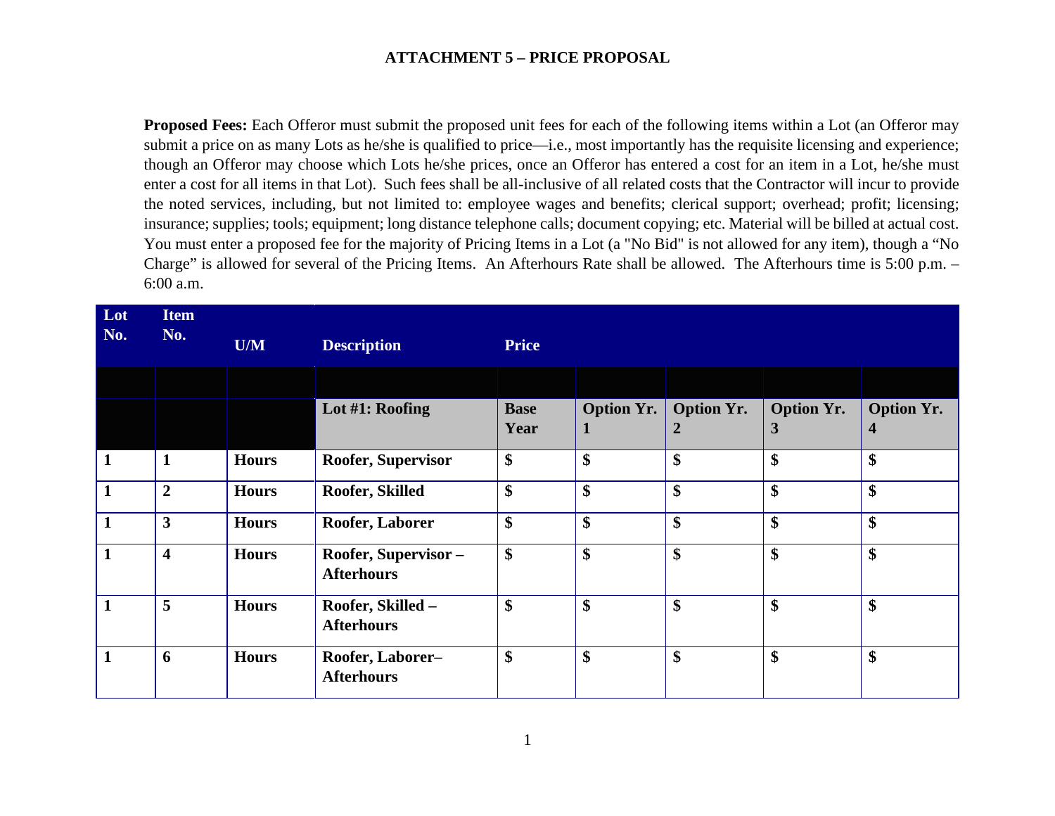**ATTACHMENT 5 – PRICE PROPOSAL**

**Proposed Fees:** Each Offeror must submit the proposed unit fees for each of the following items within a Lot (an Offeror may submit a price on as many Lots as he/she is qualified to price—i.e., most importantly has the requisite licensing and experience; though an Offeror may choose which Lots he/she prices, once an Offeror has entered a cost for an item in a Lot, he/she must enter a cost for all items in that Lot). Such fees shall be all-inclusive of all related costs that the Contractor will incur to provide the noted services, including, but not limited to: employee wages and benefits; clerical support; overhead; profit; licensing; insurance; supplies; tools; equipment; long distance telephone calls; document copying; etc. Material will be billed at actual cost. You must enter a proposed fee for the majority of Pricing Items in a Lot (a "No Bid" is not allowed for any item), though a "No Charge" is allowed for several of the Pricing Items. An Afterhours Rate shall be allowed. The Afterhours time is 5:00 p.m. – 6:00 a.m.

| Lot No. | Item No. | U/M | Description | Price | | | | |
|---|---|---|---|---|---|---|---|---|
| | | | | | | | | |
| | | | **Lot #1: Roofing** | **Base Year** | **Option Yr. 1** | **Option Yr. 2** | **Option Yr. 3** | **Option Yr. 4** |
| **1** | **1** | **Hours** | **Roofer, Supervisor** | **$** | **$** | **$** | **$** | **$** |
| **1** | **2** | **Hours** | **Roofer, Skilled** | **$** | **$** | **$** | **$** | **$** |
| **1** | **3** | **Hours** | **Roofer, Laborer** | **$** | **$** | **$** | **$** | **$** |
| **1** | **4** | **Hours** | **Roofer, Supervisor – Afterhours** | **$** | **$** | **$** | **$** | **$** |
| **1** | **5** | **Hours** | **Roofer, Skilled – Afterhours** | **$** | **$** | **$** | **$** | **$** |
| **1** | **6** | **Hours** | **Roofer, Laborer– Afterhours** | **$** | **$** | **$** | **$** | **$** |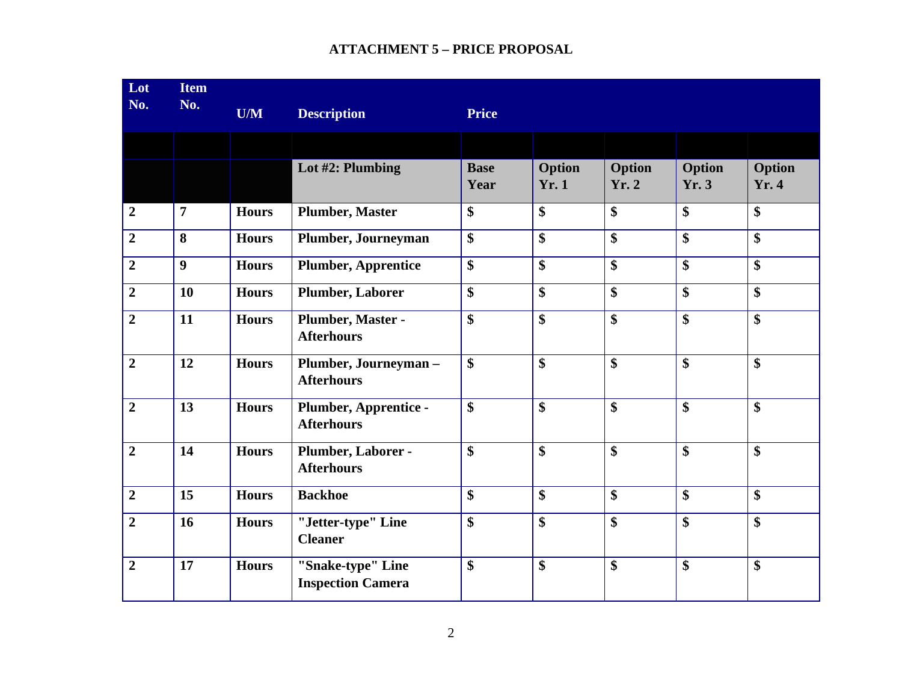### ATTACHMENT 5 – PRICE PROPOSAL

| Lot No. | Item No. | U/M | Description | Price | | | | |
|---|---|---|---|---|---|---|---|---|
| | | | | | | | | |
| | | | **Lot #2: Plumbing** | **Base Year** | **Option Yr. 1** | **Option Yr. 2** | **Option Yr. 3** | **Option Yr. 4** |
| **2** | **7** | **Hours** | **Plumber, Master** | **$** | **$** | **$** | **$** | **$** |
| **2** | **8** | **Hours** | **Plumber, Journeyman** | **$** | **$** | **$** | **$** | **$** |
| **2** | **9** | **Hours** | **Plumber, Apprentice** | **$** | **$** | **$** | **$** | **$** |
| **2** | **10** | **Hours** | **Plumber, Laborer** | **$** | **$** | **$** | **$** | **$** |
| **2** | **11** | **Hours** | **Plumber, Master - Afterhours** | **$** | **$** | **$** | **$** | **$** |
| **2** | **12** | **Hours** | **Plumber, Journeyman – Afterhours** | **$** | **$** | **$** | **$** | **$** |
| **2** | **13** | **Hours** | **Plumber, Apprentice - Afterhours** | **$** | **$** | **$** | **$** | **$** |
| **2** | **14** | **Hours** | **Plumber, Laborer - Afterhours** | **$** | **$** | **$** | **$** | **$** |
| **2** | **15** | **Hours** | **Backhoe** | **$** | **$** | **$** | **$** | **$** |
| **2** | **16** | **Hours** | **"Jetter-type" Line Cleaner** | **$** | **$** | **$** | **$** | **$** |
| **2** | **17** | **Hours** | **"Snake-type" Line Inspection Camera** | **$** | **$** | **$** | **$** | **$** |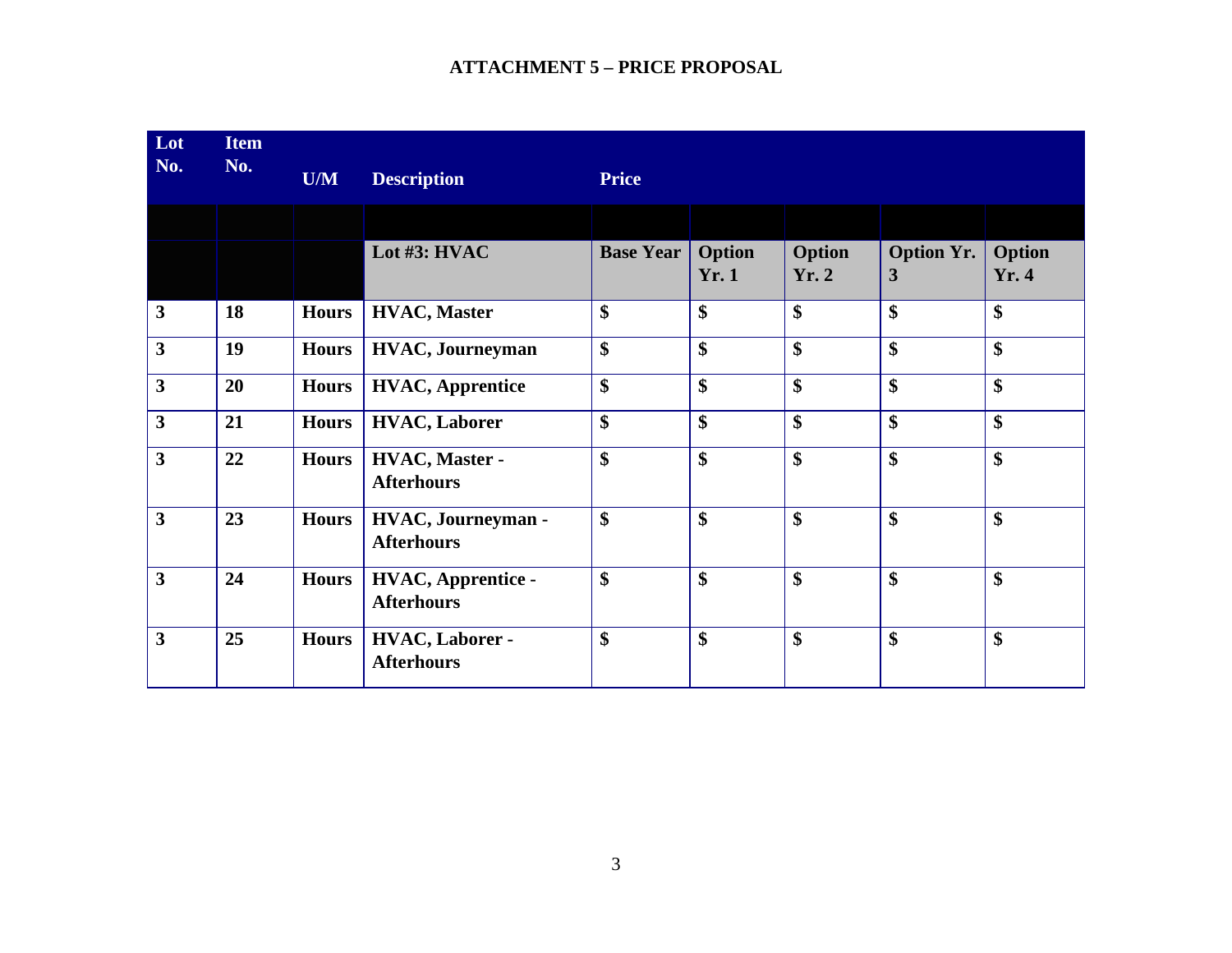**ATTACHMENT 5 – PRICE PROPOSAL**

| Lot No. | Item No. | U/M | Description | Price | | | | |
|---|---|---|---|---|---|---|---|---|
| | | | | | | | | |
| | | | **Lot #3: HVAC** | **Base Year** | **Option Yr. 1** | **Option Yr. 2** | **Option Yr. 3** | **Option Yr. 4** |
| **3** | **18** | **Hours** | **HVAC, Master** | **$** | **$** | **$** | **$** | **$** |
| **3** | **19** | **Hours** | **HVAC, Journeyman** | **$** | **$** | **$** | **$** | **$** |
| **3** | **20** | **Hours** | **HVAC, Apprentice** | **$** | **$** | **$** | **$** | **$** |
| **3** | **21** | **Hours** | **HVAC, Laborer** | **$** | **$** | **$** | **$** | **$** |
| **3** | **22** | **Hours** | **HVAC, Master - Afterhours** | **$** | **$** | **$** | **$** | **$** |
| **3** | **23** | **Hours** | **HVAC, Journeyman - Afterhours** | **$** | **$** | **$** | **$** | **$** |
| **3** | **24** | **Hours** | **HVAC, Apprentice - Afterhours** | **$** | **$** | **$** | **$** | **$** |
| **3** | **25** | **Hours** | **HVAC, Laborer - Afterhours** | **$** | **$** | **$** | **$** | **$** |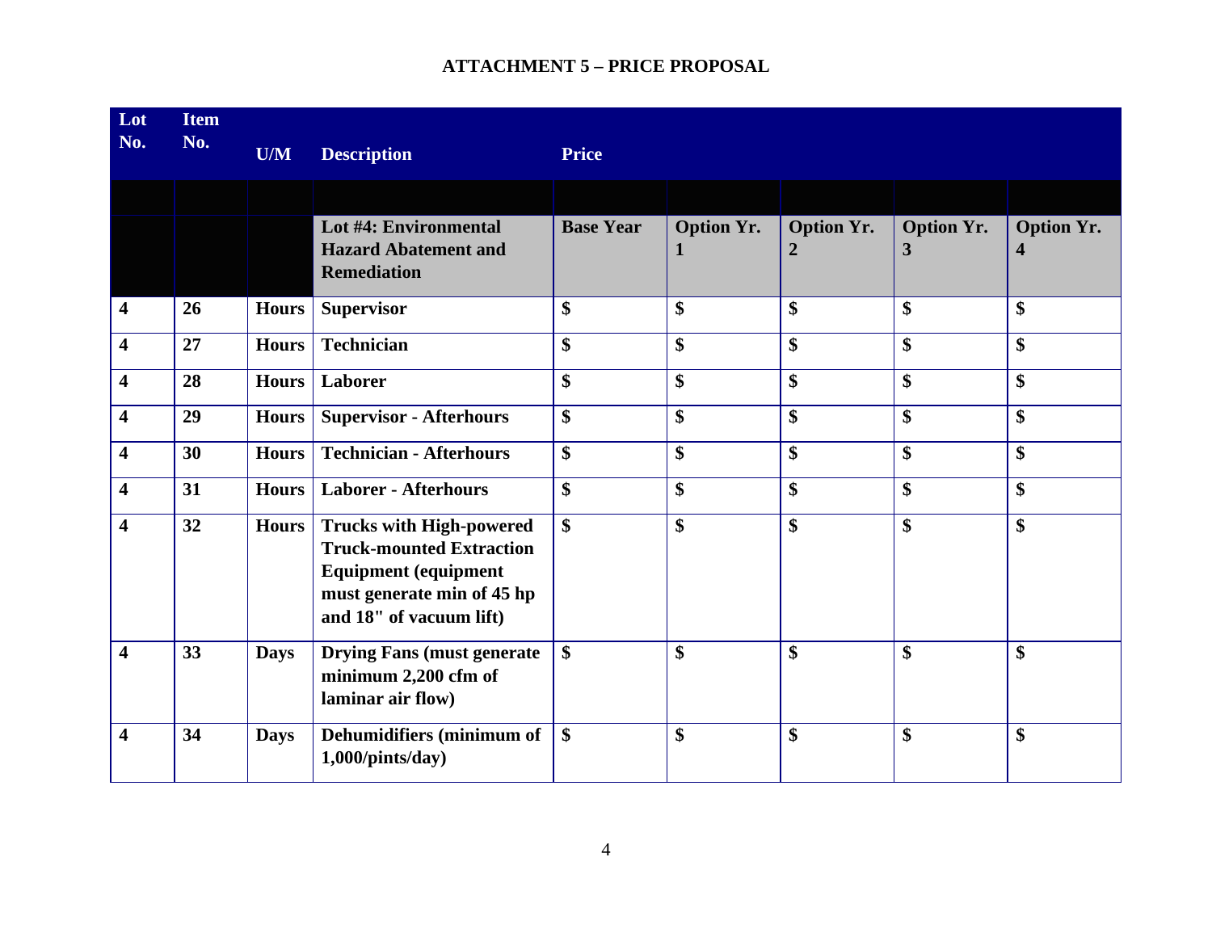**ATTACHMENT 5 – PRICE PROPOSAL**

| Lot No. | Item No. | U/M | Description | Price | | | | |
|---|---|---|---|---|---|---|---|---|
| | | | | | | | | |
| | | | **Lot #4: Environmental Hazard Abatement and Remediation** | **Base Year** | **Option Yr. 1** | **Option Yr. 2** | **Option Yr. 3** | **Option Yr. 4** |
| 4 | 26 | Hours | Supervisor | $ | $ | $ | $ | $ |
| 4 | 27 | Hours | Technician | $ | $ | $ | $ | $ |
| 4 | 28 | Hours | Laborer | $ | $ | $ | $ | $ |
| 4 | 29 | Hours | Supervisor - Afterhours | $ | $ | $ | $ | $ |
| 4 | 30 | Hours | Technician - Afterhours | $ | $ | $ | $ | $ |
| 4 | 31 | Hours | Laborer - Afterhours | $ | $ | $ | $ | $ |
| 4 | 32 | Hours | Trucks with High-powered Truck-mounted Extraction Equipment (equipment must generate min of 45 hp and 18" of vacuum lift) | $ | $ | $ | $ | $ |
| 4 | 33 | Days | Drying Fans (must generate minimum 2,200 cfm of laminar air flow) | $ | $ | $ | $ | $ |
| 4 | 34 | Days | Dehumidifiers (minimum of 1,000/pints/day) | $ | $ | $ | $ | $ |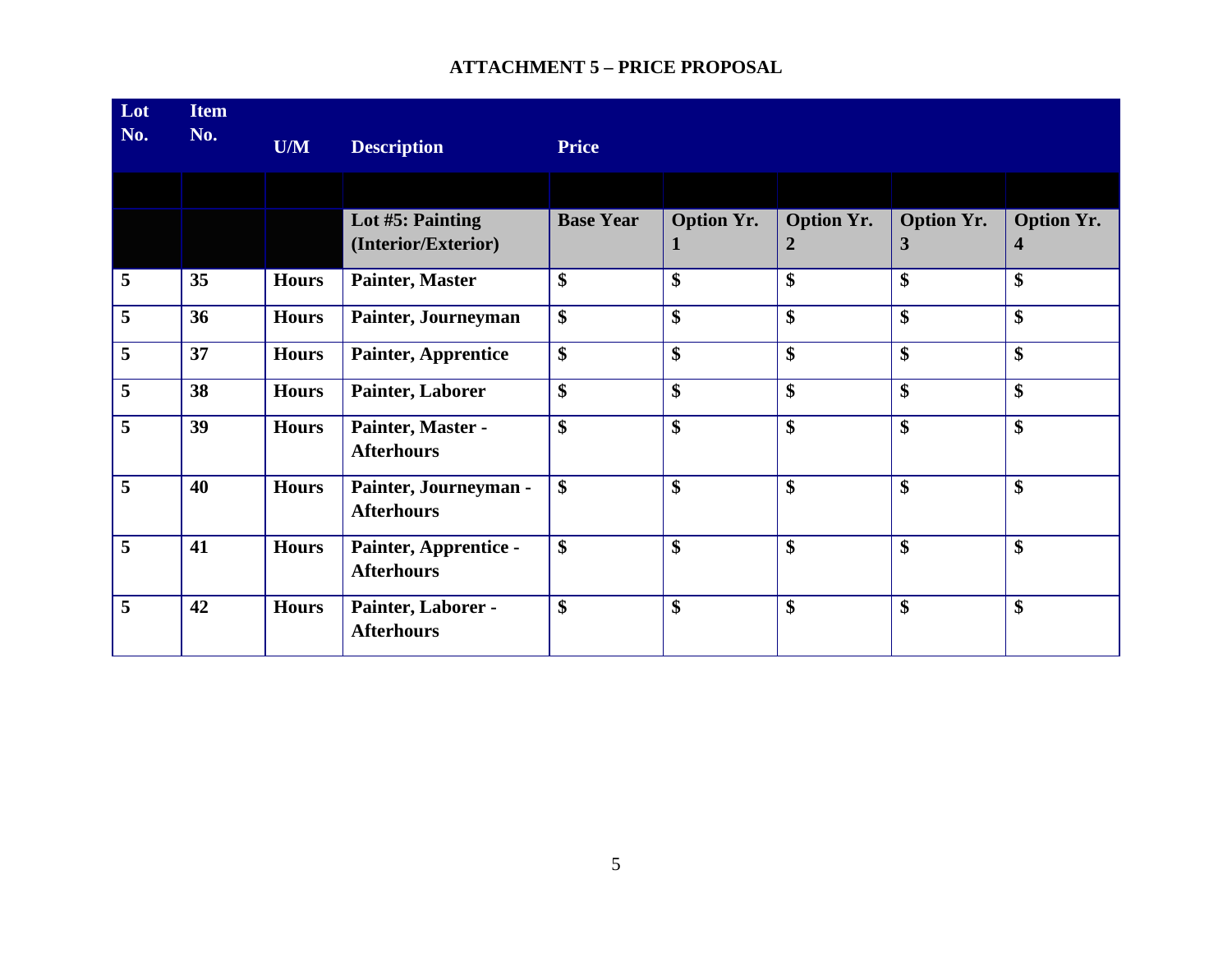**ATTACHMENT 5 – PRICE PROPOSAL**

| Lot No. | Item No. | U/M | Description | Price | | | | |
|---|---|---|---|---|---|---|---|---|
| | | | | | | | | |
| | | | **Lot #5: Painting (Interior/Exterior)** | **Base Year** | **Option Yr. 1** | **Option Yr. 2** | **Option Yr. 3** | **Option Yr. 4** |
| 5 | 35 | Hours | Painter, Master | $ | $ | $ | $ | $ |
| 5 | 36 | Hours | Painter, Journeyman | $ | $ | $ | $ | $ |
| 5 | 37 | Hours | Painter, Apprentice | $ | $ | $ | $ | $ |
| 5 | 38 | Hours | Painter, Laborer | $ | $ | $ | $ | $ |
| 5 | 39 | Hours | Painter, Master - Afterhours | $ | $ | $ | $ | $ |
| 5 | 40 | Hours | Painter, Journeyman - Afterhours | $ | $ | $ | $ | $ |
| 5 | 41 | Hours | Painter, Apprentice - Afterhours | $ | $ | $ | $ | $ |
| 5 | 42 | Hours | Painter, Laborer - Afterhours | $ | $ | $ | $ | $ |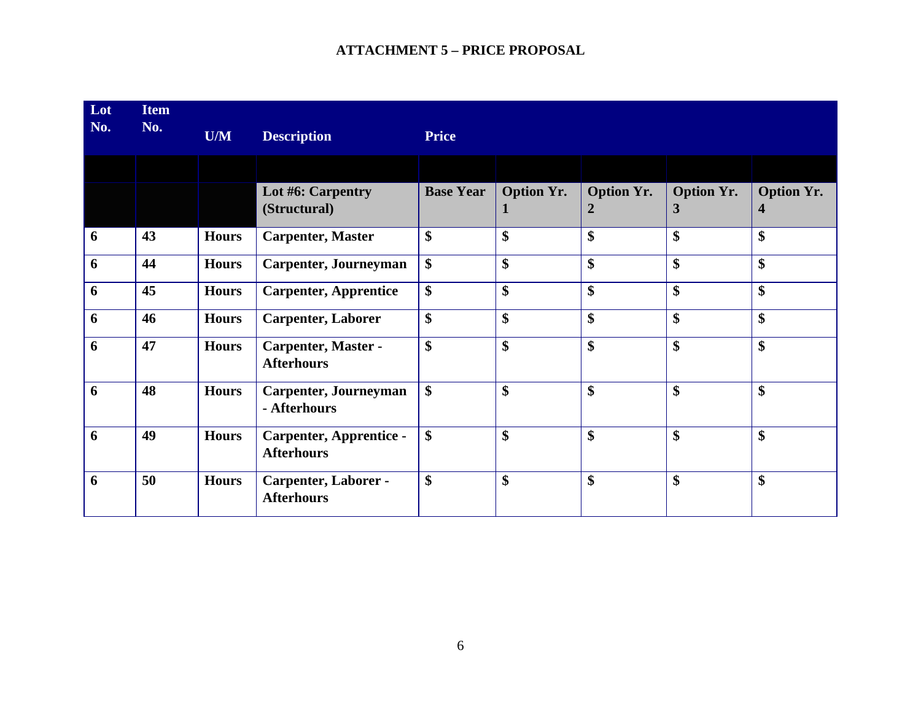**ATTACHMENT 5 – PRICE PROPOSAL**

| Lot No. | Item No. | U/M | Description | Price | | | | |
|---|---|---|---|---|---|---|---|---|
| | | | | | | | | |
| | | | **Lot #6: Carpentry (Structural)** | **Base Year** | **Option Yr. 1** | **Option Yr. 2** | **Option Yr. 3** | **Option Yr. 4** |
| 6 | 43 | Hours | Carpenter, Master | $ | $ | $ | $ | $ |
| 6 | 44 | Hours | Carpenter, Journeyman | $ | $ | $ | $ | $ |
| 6 | 45 | Hours | Carpenter, Apprentice | $ | $ | $ | $ | $ |
| 6 | 46 | Hours | Carpenter, Laborer | $ | $ | $ | $ | $ |
| 6 | 47 | Hours | Carpenter, Master - Afterhours | $ | $ | $ | $ | $ |
| 6 | 48 | Hours | Carpenter, Journeyman - Afterhours | $ | $ | $ | $ | $ |
| 6 | 49 | Hours | Carpenter, Apprentice - Afterhours | $ | $ | $ | $ | $ |
| 6 | 50 | Hours | Carpenter, Laborer - Afterhours | $ | $ | $ | $ | $ |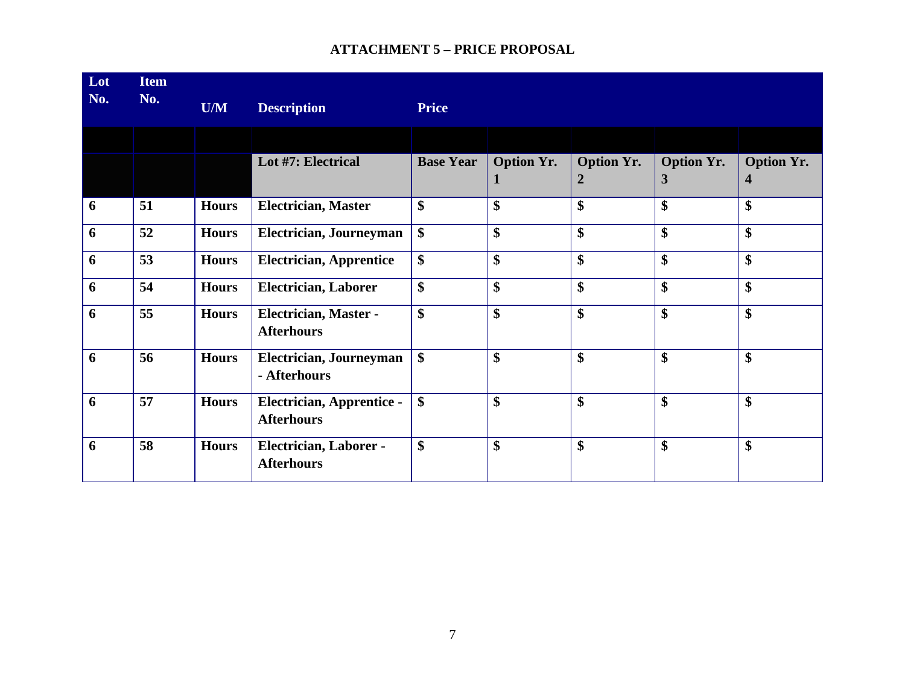## ATTACHMENT 5 – PRICE PROPOSAL

| Lot No. | Item No. | U/M | Description | Price | | | | |
|---|---|---|---|---|---|---|---|---|
| | | | | | | | | |
| | | | Lot #7: Electrical | Base Year | Option Yr. 1 | Option Yr. 2 | Option Yr. 3 | Option Yr. 4 |
| 6 | 51 | Hours | Electrician, Master | $ | $ | $ | $ | $ |
| 6 | 52 | Hours | Electrician, Journeyman | $ | $ | $ | $ | $ |
| 6 | 53 | Hours | Electrician, Apprentice | $ | $ | $ | $ | $ |
| 6 | 54 | Hours | Electrician, Laborer | $ | $ | $ | $ | $ |
| 6 | 55 | Hours | Electrician, Master - Afterhours | $ | $ | $ | $ | $ |
| 6 | 56 | Hours | Electrician, Journeyman - Afterhours | $ | $ | $ | $ | $ |
| 6 | 57 | Hours | Electrician, Apprentice - Afterhours | $ | $ | $ | $ | $ |
| 6 | 58 | Hours | Electrician, Laborer - Afterhours | $ | $ | $ | $ | $ |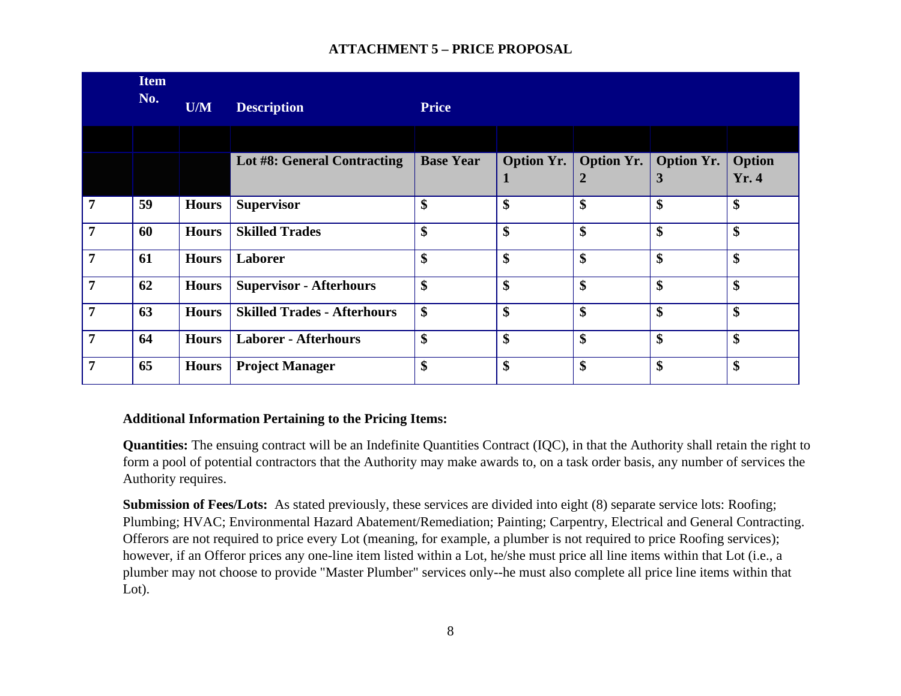### ATTACHMENT 5 – PRICE PROPOSAL

| | Item No. | U/M | Description | Price | | | | |
|---|---|---|---|---|---|---|---|---|
| | | | | | | | | |
| | | | **Lot #8: General Contracting** | **Base Year** | **Option Yr. 1** | **Option Yr. 2** | **Option Yr. 3** | **Option Yr. 4** |
| 7 | 59 | Hours | Supervisor | $ | $ | $ | $ | $ |
| 7 | 60 | Hours | Skilled Trades | $ | $ | $ | $ | $ |
| 7 | 61 | Hours | Laborer | $ | $ | $ | $ | $ |
| 7 | 62 | Hours | Supervisor - Afterhours | $ | $ | $ | $ | $ |
| 7 | 63 | Hours | Skilled Trades - Afterhours | $ | $ | $ | $ | $ |
| 7 | 64 | Hours | Laborer - Afterhours | $ | $ | $ | $ | $ |
| 7 | 65 | Hours | Project Manager | $ | $ | $ | $ | $ |

**Additional Information Pertaining to the Pricing Items:**

**Quantities:** The ensuing contract will be an Indefinite Quantities Contract (IQC), in that the Authority shall retain the right to form a pool of potential contractors that the Authority may make awards to, on a task order basis, any number of services the Authority requires.

**Submission of Fees/Lots:** As stated previously, these services are divided into eight (8) separate service lots: Roofing; Plumbing; HVAC; Environmental Hazard Abatement/Remediation; Painting; Carpentry, Electrical and General Contracting. Offerors are not required to price every Lot (meaning, for example, a plumber is not required to price Roofing services); however, if an Offeror prices any one-line item listed within a Lot, he/she must price all line items within that Lot (i.e., a plumber may not choose to provide "Master Plumber" services only--he must also complete all price line items within that Lot).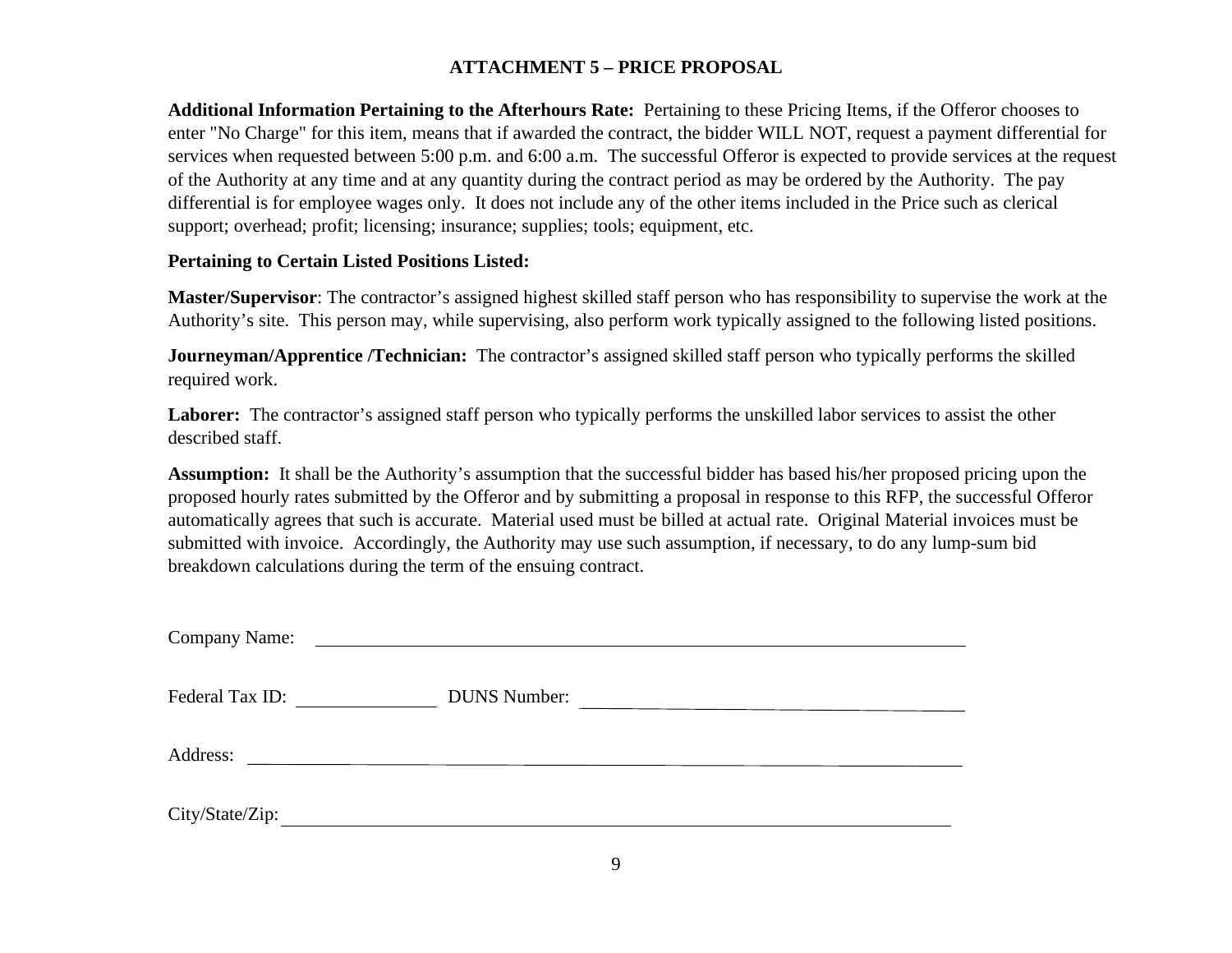## ATTACHMENT 5 – PRICE PROPOSAL

**Additional Information Pertaining to the Afterhours Rate:** Pertaining to these Pricing Items, if the Offeror chooses to enter "No Charge" for this item, means that if awarded the contract, the bidder WILL NOT, request a payment differential for services when requested between 5:00 p.m. and 6:00 a.m. The successful Offeror is expected to provide services at the request of the Authority at any time and at any quantity during the contract period as may be ordered by the Authority. The pay differential is for employee wages only. It does not include any of the other items included in the Price such as clerical support; overhead; profit; licensing; insurance; supplies; tools; equipment, etc.

**Pertaining to Certain Listed Positions Listed:**

**Master/Supervisor**: The contractor's assigned highest skilled staff person who has responsibility to supervise the work at the Authority's site. This person may, while supervising, also perform work typically assigned to the following listed positions.

**Journeyman/Apprentice /Technician:** The contractor's assigned skilled staff person who typically performs the skilled required work.

**Laborer:** The contractor's assigned staff person who typically performs the unskilled labor services to assist the other described staff.

**Assumption:** It shall be the Authority's assumption that the successful bidder has based his/her proposed pricing upon the proposed hourly rates submitted by the Offeror and by submitting a proposal in response to this RFP, the successful Offeror automatically agrees that such is accurate. Material used must be billed at actual rate. Original Material invoices must be submitted with invoice. Accordingly, the Authority may use such assumption, if necessary, to do any lump-sum bid breakdown calculations during the term of the ensuing contract.

Company Name: ____________________________________________

Federal Tax ID: ______________ DUNS Number: ______________________________

Address: ____________________________________________

City/State/Zip: ____________________________________________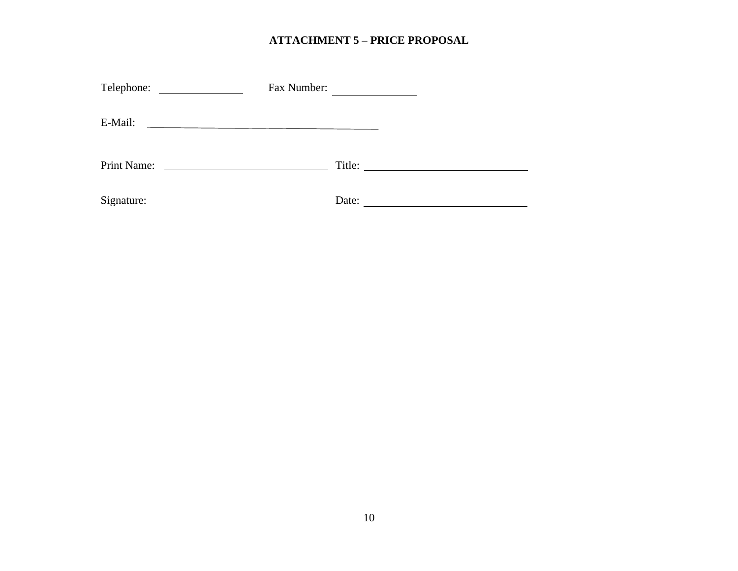**ATTACHMENT 5 – PRICE PROPOSAL**

Telephone: ______________ Fax Number: ______________

E-Mail: ________________________________________

Print Name: ____________________________ Title: ____________________________

Signature: ____________________________ Date: ____________________________